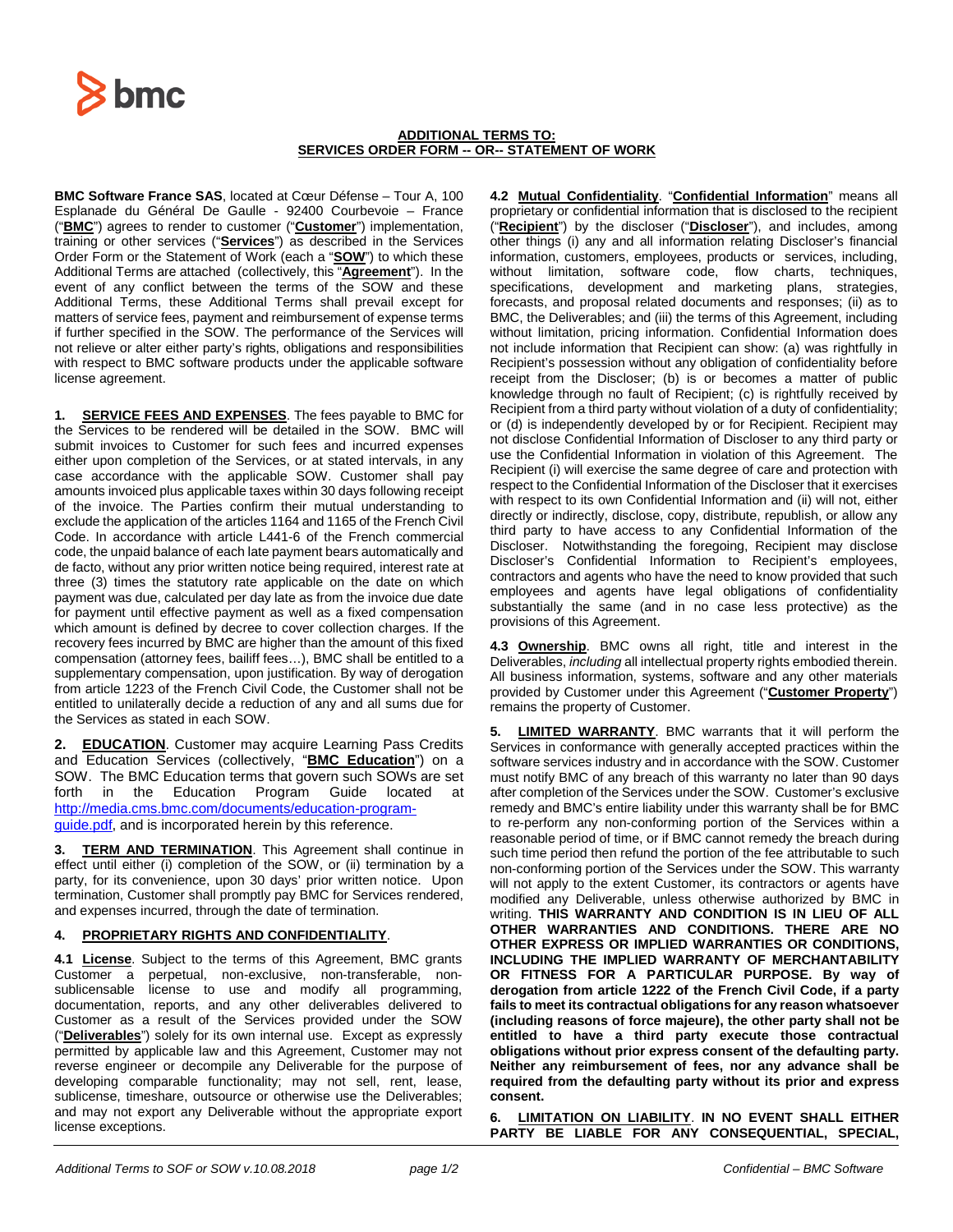**ADDITIONAL TERMS TO:**
**SERVICES ORDER FORM -- OR-- STATEMENT OF WORK**

**BMC Software France SAS**, located at Cœur Défense – Tour A, 100 Esplanade du Général De Gaulle - 92400 Courbevoie – France ("**BMC**") agrees to render to customer ("**Customer**") implementation, training or other services ("**Services**") as described in the Services Order Form or the Statement of Work (each a "**SOW**") to which these Additional Terms are attached (collectively, this "**Agreement**"). In the event of any conflict between the terms of the SOW and these Additional Terms, these Additional Terms shall prevail except for matters of service fees, payment and reimbursement of expense terms if further specified in the SOW. The performance of the Services will not relieve or alter either party's rights, obligations and responsibilities with respect to BMC software products under the applicable software license agreement.

**1. SERVICE FEES AND EXPENSES**. The fees payable to BMC for the Services to be rendered will be detailed in the SOW. BMC will submit invoices to Customer for such fees and incurred expenses either upon completion of the Services, or at stated intervals, in any case accordance with the applicable SOW. Customer shall pay amounts invoiced plus applicable taxes within 30 days following receipt of the invoice. The Parties confirm their mutual understanding to exclude the application of the articles 1164 and 1165 of the French Civil Code. In accordance with article L441-6 of the French commercial code, the unpaid balance of each late payment bears automatically and de facto, without any prior written notice being required, interest rate at three (3) times the statutory rate applicable on the date on which payment was due, calculated per day late as from the invoice due date for payment until effective payment as well as a fixed compensation which amount is defined by decree to cover collection charges. If the recovery fees incurred by BMC are higher than the amount of this fixed compensation (attorney fees, bailiff fees…), BMC shall be entitled to a supplementary compensation, upon justification. By way of derogation from article 1223 of the French Civil Code, the Customer shall not be entitled to unilaterally decide a reduction of any and all sums due for the Services as stated in each SOW.

**2. EDUCATION**. Customer may acquire Learning Pass Credits and Education Services (collectively, "**BMC Education**") on a SOW. The BMC Education terms that govern such SOWs are set forth in the Education Program Guide located at http://media.cms.bmc.com/documents/education-program-guide.pdf, and is incorporated herein by this reference.

**3. TERM AND TERMINATION**. This Agreement shall continue in effect until either (i) completion of the SOW, or (ii) termination by a party, for its convenience, upon 30 days' prior written notice. Upon termination, Customer shall promptly pay BMC for Services rendered, and expenses incurred, through the date of termination.

**4. PROPRIETARY RIGHTS AND CONFIDENTIALITY**.

**4.1 License**. Subject to the terms of this Agreement, BMC grants Customer a perpetual, non-exclusive, non-transferable, non-sublicensable license to use and modify all programming, documentation, reports, and any other deliverables delivered to Customer as a result of the Services provided under the SOW ("**Deliverables**") solely for its own internal use. Except as expressly permitted by applicable law and this Agreement, Customer may not reverse engineer or decompile any Deliverable for the purpose of developing comparable functionality; may not sell, rent, lease, sublicense, timeshare, outsource or otherwise use the Deliverables; and may not export any Deliverable without the appropriate export license exceptions.

**4.2 Mutual Confidentiality**. "**Confidential Information**" means all proprietary or confidential information that is disclosed to the recipient ("**Recipient**") by the discloser ("**Discloser**"), and includes, among other things (i) any and all information relating Discloser's financial information, customers, employees, products or services, including, without limitation, software code, flow charts, techniques, specifications, development and marketing plans, strategies, forecasts, and proposal related documents and responses; (ii) as to BMC, the Deliverables; and (iii) the terms of this Agreement, including without limitation, pricing information. Confidential Information does not include information that Recipient can show: (a) was rightfully in Recipient's possession without any obligation of confidentiality before receipt from the Discloser; (b) is or becomes a matter of public knowledge through no fault of Recipient; (c) is rightfully received by Recipient from a third party without violation of a duty of confidentiality; or (d) is independently developed by or for Recipient. Recipient may not disclose Confidential Information of Discloser to any third party or use the Confidential Information in violation of this Agreement. The Recipient (i) will exercise the same degree of care and protection with respect to the Confidential Information of the Discloser that it exercises with respect to its own Confidential Information and (ii) will not, either directly or indirectly, disclose, copy, distribute, republish, or allow any third party to have access to any Confidential Information of the Discloser. Notwithstanding the foregoing, Recipient may disclose Discloser's Confidential Information to Recipient's employees, contractors and agents who have the need to know provided that such employees and agents have legal obligations of confidentiality substantially the same (and in no case less protective) as the provisions of this Agreement.

**4.3 Ownership**. BMC owns all right, title and interest in the Deliverables, *including* all intellectual property rights embodied therein. All business information, systems, software and any other materials provided by Customer under this Agreement ("**Customer Property**") remains the property of Customer.

**5. LIMITED WARRANTY**. BMC warrants that it will perform the Services in conformance with generally accepted practices within the software services industry and in accordance with the SOW. Customer must notify BMC of any breach of this warranty no later than 90 days after completion of the Services under the SOW. Customer's exclusive remedy and BMC's entire liability under this warranty shall be for BMC to re-perform any non-conforming portion of the Services within a reasonable period of time, or if BMC cannot remedy the breach during such time period then refund the portion of the fee attributable to such non-conforming portion of the Services under the SOW. This warranty will not apply to the extent Customer, its contractors or agents have modified any Deliverable, unless otherwise authorized by BMC in writing. **THIS WARRANTY AND CONDITION IS IN LIEU OF ALL OTHER WARRANTIES AND CONDITIONS. THERE ARE NO OTHER EXPRESS OR IMPLIED WARRANTIES OR CONDITIONS, INCLUDING THE IMPLIED WARRANTY OF MERCHANTABILITY OR FITNESS FOR A PARTICULAR PURPOSE. By way of derogation from article 1222 of the French Civil Code, if a party fails to meet its contractual obligations for any reason whatsoever (including reasons of force majeure), the other party shall not be entitled to have a third party execute those contractual obligations without prior express consent of the defaulting party. Neither any reimbursement of fees, nor any advance shall be required from the defaulting party without its prior and express consent.**

**6. LIMITATION ON LIABILITY**. **IN NO EVENT SHALL EITHER PARTY BE LIABLE FOR ANY CONSEQUENTIAL, SPECIAL,**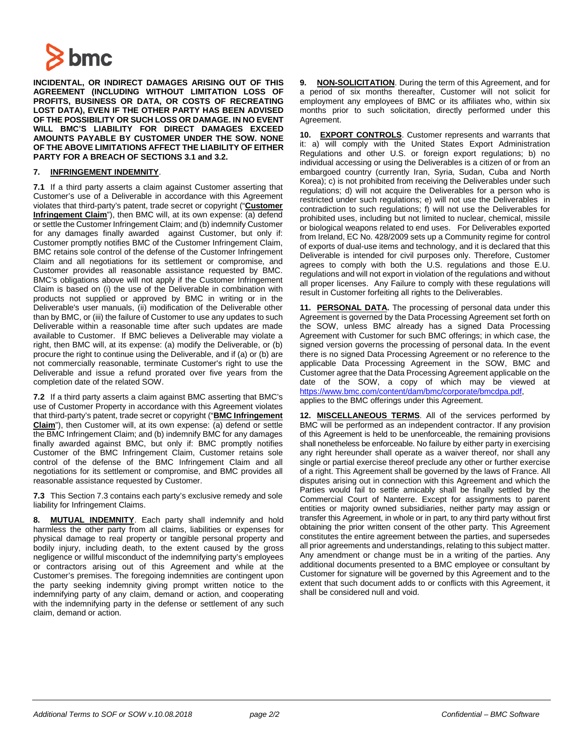**INCIDENTAL, OR INDIRECT DAMAGES ARISING OUT OF THIS AGREEMENT (INCLUDING WITHOUT LIMITATION LOSS OF PROFITS, BUSINESS OR DATA, OR COSTS OF RECREATING LOST DATA), EVEN IF THE OTHER PARTY HAS BEEN ADVISED OF THE POSSIBILITY OR SUCH LOSS OR DAMAGE. IN NO EVENT WILL BMC'S LIABILITY FOR DIRECT DAMAGES EXCEED AMOUNTS PAYABLE BY CUSTOMER UNDER THE SOW. NONE OF THE ABOVE LIMITATIONS AFFECT THE LIABILITY OF EITHER PARTY FOR A BREACH OF SECTIONS 3.1 and 3.2.**

**7. INFRINGEMENT INDEMNITY**.

**7.1** If a third party asserts a claim against Customer asserting that Customer's use of a Deliverable in accordance with this Agreement violates that third-party's patent, trade secret or copyright ("**Customer Infringement Claim**"), then BMC will, at its own expense: (a) defend or settle the Customer Infringement Claim; and (b) indemnify Customer for any damages finally awarded against Customer, but only if: Customer promptly notifies BMC of the Customer Infringement Claim, BMC retains sole control of the defense of the Customer Infringement Claim and all negotiations for its settlement or compromise, and Customer provides all reasonable assistance requested by BMC. BMC's obligations above will not apply if the Customer Infringement Claim is based on (i) the use of the Deliverable in combination with products not supplied or approved by BMC in writing or in the Deliverable's user manuals, (ii) modification of the Deliverable other than by BMC, or (iii) the failure of Customer to use any updates to such Deliverable within a reasonable time after such updates are made available to Customer. If BMC believes a Deliverable may violate a right, then BMC will, at its expense: (a) modify the Deliverable, or (b) procure the right to continue using the Deliverable, and if (a) or (b) are not commercially reasonable, terminate Customer's right to use the Deliverable and issue a refund prorated over five years from the completion date of the related SOW.

**7.2** If a third party asserts a claim against BMC asserting that BMC's use of Customer Property in accordance with this Agreement violates that third-party's patent, trade secret or copyright ("**BMC Infringement Claim**"), then Customer will, at its own expense: (a) defend or settle the BMC Infringement Claim; and (b) indemnify BMC for any damages finally awarded against BMC, but only if: BMC promptly notifies Customer of the BMC Infringement Claim, Customer retains sole control of the defense of the BMC Infringement Claim and all negotiations for its settlement or compromise, and BMC provides all reasonable assistance requested by Customer.

**7.3** This Section 7.3 contains each party's exclusive remedy and sole liability for Infringement Claims.

**8. MUTUAL INDEMNITY**. Each party shall indemnify and hold harmless the other party from all claims, liabilities or expenses for physical damage to real property or tangible personal property and bodily injury, including death, to the extent caused by the gross negligence or willful misconduct of the indemnifying party's employees or contractors arising out of this Agreement and while at the Customer's premises. The foregoing indemnities are contingent upon the party seeking indemnity giving prompt written notice to the indemnifying party of any claim, demand or action, and cooperating with the indemnifying party in the defense or settlement of any such claim, demand or action.

**9. NON-SOLICITATION**. During the term of this Agreement, and for a period of six months thereafter, Customer will not solicit for employment any employees of BMC or its affiliates who, within six months prior to such solicitation, directly performed under this Agreement.

**10. EXPORT CONTROLS**. Customer represents and warrants that it: a) will comply with the United States Export Administration Regulations and other U.S. or foreign export regulations; b) no individual accessing or using the Deliverables is a citizen of or from an embargoed country (currently Iran, Syria, Sudan, Cuba and North Korea); c) is not prohibited from receiving the Deliverables under such regulations; d) will not acquire the Deliverables for a person who is restricted under such regulations; e) will not use the Deliverables in contradiction to such regulations; f) will not use the Deliverables for prohibited uses, including but not limited to nuclear, chemical, missile or biological weapons related to end uses. For Deliverables exported from Ireland, EC No. 428/2009 sets up a Community regime for control of exports of dual-use items and technology, and it is declared that this Deliverable is intended for civil purposes only. Therefore, Customer agrees to comply with both the U.S. regulations and those E.U. regulations and will not export in violation of the regulations and without all proper licenses. Any Failure to comply with these regulations will result in Customer forfeiting all rights to the Deliverables.

**11. PERSONAL DATA.** The processing of personal data under this Agreement is governed by the Data Processing Agreement set forth on the SOW, unless BMC already has a signed Data Processing Agreement with Customer for such BMC offerings; in which case, the signed version governs the processing of personal data. In the event there is no signed Data Processing Agreement or no reference to the applicable Data Processing Agreement in the SOW, BMC and Customer agree that the Data Processing Agreement applicable on the date of the SOW, a copy of which may be viewed at https://www.bmc.com/content/dam/bmc/corporate/bmcdpa.pdf, applies to the BMC offerings under this Agreement.

**12. MISCELLANEOUS TERMS**. All of the services performed by BMC will be performed as an independent contractor. If any provision of this Agreement is held to be unenforceable, the remaining provisions shall nonetheless be enforceable. No failure by either party in exercising any right hereunder shall operate as a waiver thereof, nor shall any single or partial exercise thereof preclude any other or further exercise of a right. This Agreement shall be governed by the laws of France. All disputes arising out in connection with this Agreement and which the Parties would fail to settle amicably shall be finally settled by the Commercial Court of Nanterre. Except for assignments to parent entities or majority owned subsidiaries, neither party may assign or transfer this Agreement, in whole or in part, to any third party without first obtaining the prior written consent of the other party. This Agreement constitutes the entire agreement between the parties, and supersedes all prior agreements and understandings, relating to this subject matter. Any amendment or change must be in a writing of the parties. Any additional documents presented to a BMC employee or consultant by Customer for signature will be governed by this Agreement and to the extent that such document adds to or conflicts with this Agreement, it shall be considered null and void.